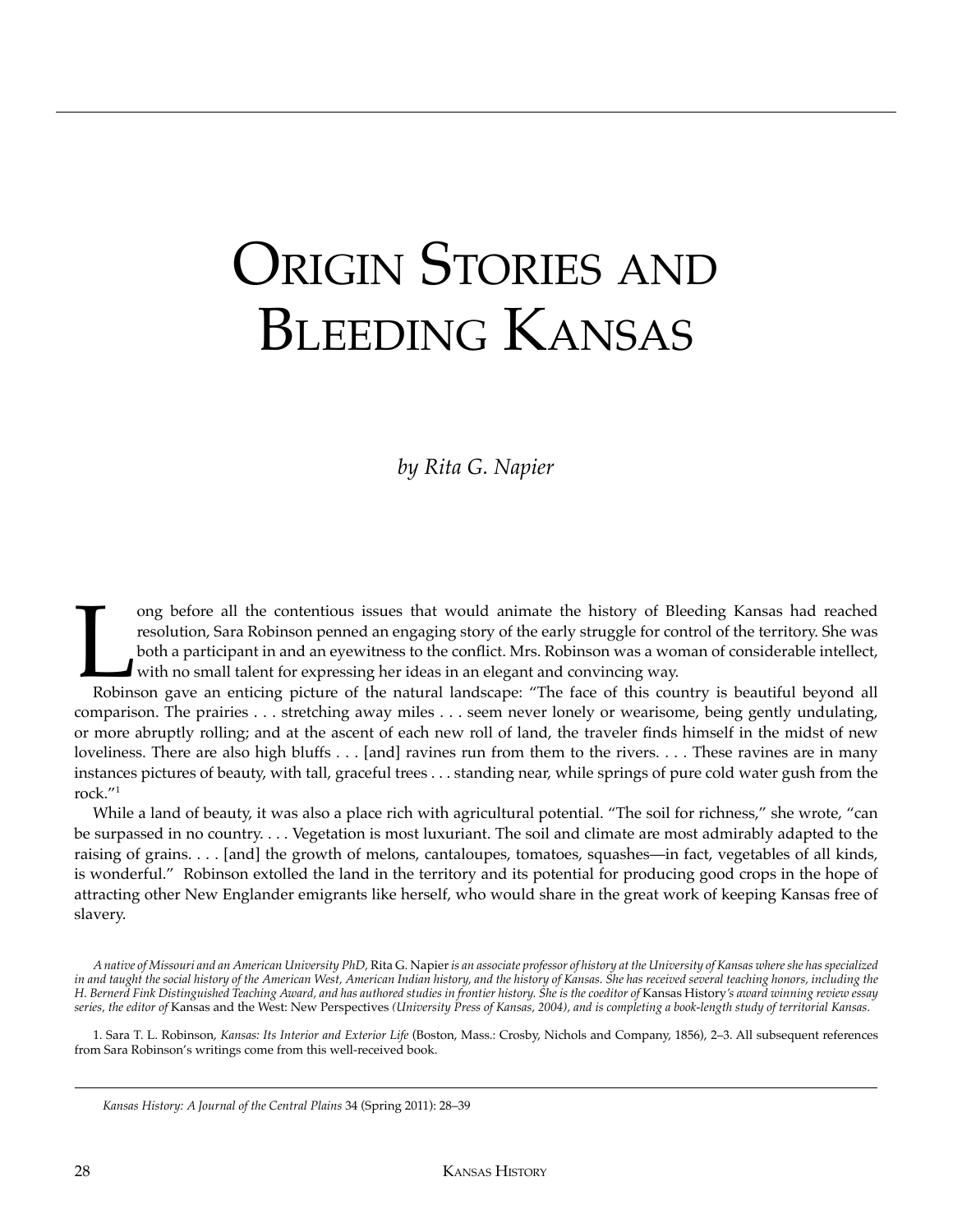# Origin Stories and Bleeding Kansas

*by Rita G. Napier*

Long before all the contentious issues that would animate the history of Bleeding Kansas had reached resolution, Sara Robinson penned an engaging story of the early struggle for control of the territory. She was both a participant in and an eyewitness to the conflict. Mrs. Robinson was a woman of considerable intellect, with no small talent for expressing her ideas in an elegant and convincing way.

Robinson gave an enticing picture of the natural landscape: "The face of this country is beautiful beyond all comparison. The prairies . . . stretching away miles . . . seem never lonely or wearisome, being gently undulating, or more abruptly rolling; and at the ascent of each new roll of land, the traveler finds himself in the midst of new loveliness. There are also high bluffs . . . [and] ravines run from them to the rivers. . . . These ravines are in many instances pictures of beauty, with tall, graceful trees . . . standing near, while springs of pure cold water gush from the rock."[1]

While a land of beauty, it was also a place rich with agricultural potential. "The soil for richness," she wrote, "can be surpassed in no country. . . . Vegetation is most luxuriant. The soil and climate are most admirably adapted to the raising of grains. . . . [and] the growth of melons, cantaloupes, tomatoes, squashes—in fact, vegetables of all kinds, is wonderful." Robinson extolled the land in the territory and its potential for producing good crops in the hope of attracting other New Englander emigrants like herself, who would share in the great work of keeping Kansas free of slavery.

*A native of Missouri and an American University PhD,* Rita G. Napier *is an associate professor of history at the University of Kansas where she has specialized in and taught the social history of the American West, American Indian history, and the history of Kansas. She has received several teaching honors, including the H. Bernerd Fink Distinguished Teaching Award, and has authored studies in frontier history. She is the coeditor of* Kansas History*'s award winning review essay series, the editor of* Kansas and the West: New Perspectives *(University Press of Kansas, 2004), and is completing a book-length study of territorial Kansas.*

1. Sara T. L. Robinson, *Kansas: Its Interior and Exterior Life* (Boston, Mass.: Crosby, Nichols and Company, 1856), 2–3. All subsequent references from Sara Robinson's writings come from this well-received book.

*Kansas History: A Journal of the Central Plains* 34 (Spring 2011): 28–39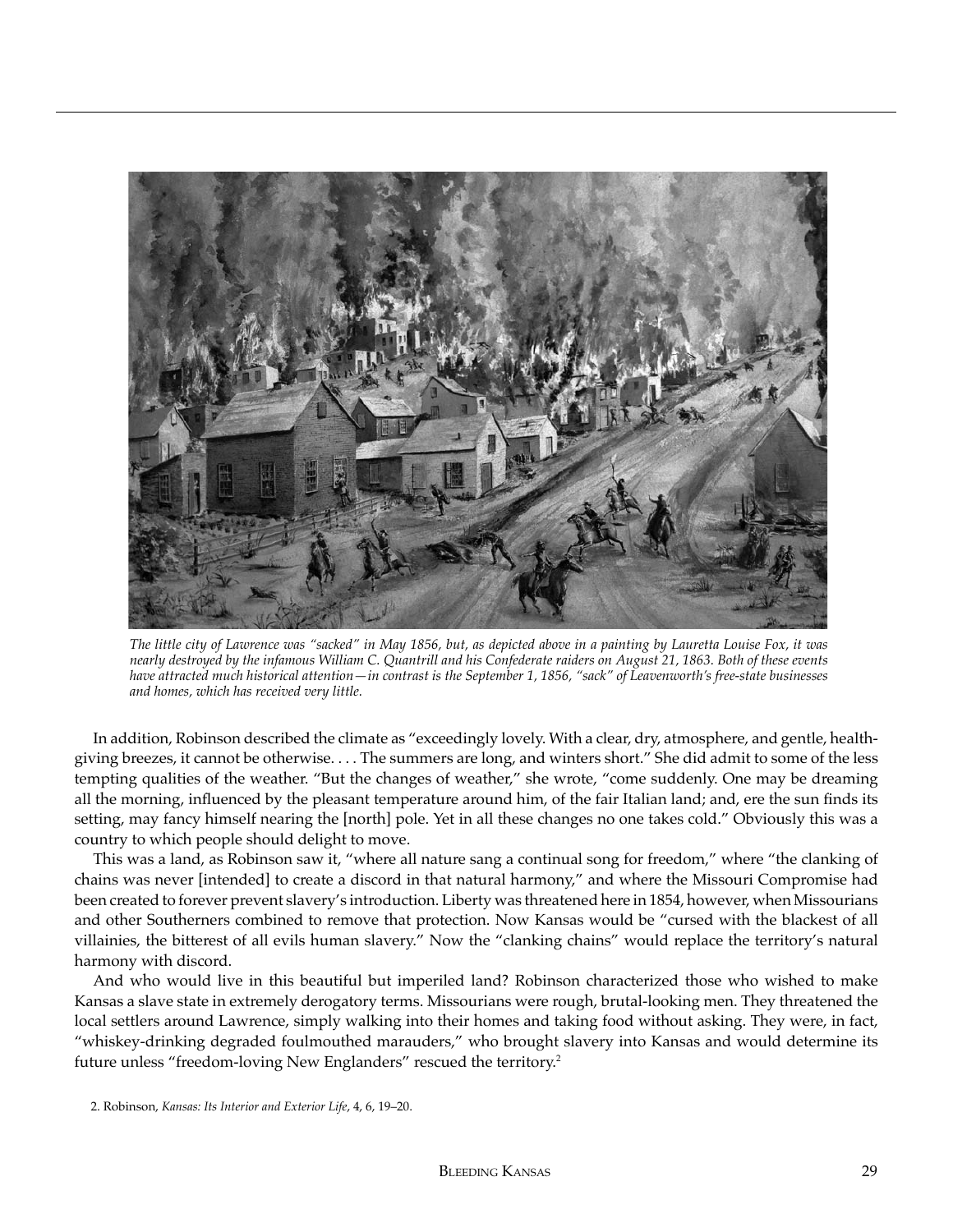*The little city of Lawrence was "sacked" in May 1856, but, as depicted above in a painting by Lauretta Louise Fox, it was nearly destroyed by the infamous William C. Quantrill and his Confederate raiders on August 21, 1863. Both of these events have attracted much historical attention—in contrast is the September 1, 1856, "sack" of Leavenworth's free-state businesses and homes, which has received very little.*

In addition, Robinson described the climate as "exceedingly lovely. With a clear, dry, atmosphere, and gentle, health-giving breezes, it cannot be otherwise. . . . The summers are long, and winters short." She did admit to some of the less tempting qualities of the weather. "But the changes of weather," she wrote, "come suddenly. One may be dreaming all the morning, influenced by the pleasant temperature around him, of the fair Italian land; and, ere the sun finds its setting, may fancy himself nearing the [north] pole. Yet in all these changes no one takes cold." Obviously this was a country to which people should delight to move.

This was a land, as Robinson saw it, "where all nature sang a continual song for freedom," where "the clanking of chains was never [intended] to create a discord in that natural harmony," and where the Missouri Compromise had been created to forever prevent slavery's introduction. Liberty was threatened here in 1854, however, when Missourians and other Southerners combined to remove that protection. Now Kansas would be "cursed with the blackest of all villainies, the bitterest of all evils human slavery." Now the "clanking chains" would replace the territory's natural harmony with discord.

And who would live in this beautiful but imperiled land? Robinson characterized those who wished to make Kansas a slave state in extremely derogatory terms. Missourians were rough, brutal-looking men. They threatened the local settlers around Lawrence, simply walking into their homes and taking food without asking. They were, in fact, "whiskey-drinking degraded foulmouthed marauders," who brought slavery into Kansas and would determine its future unless "freedom-loving New Englanders" rescued the territory.[2]

2. Robinson, *Kansas: Its Interior and Exterior Life*, 4, 6, 19–20.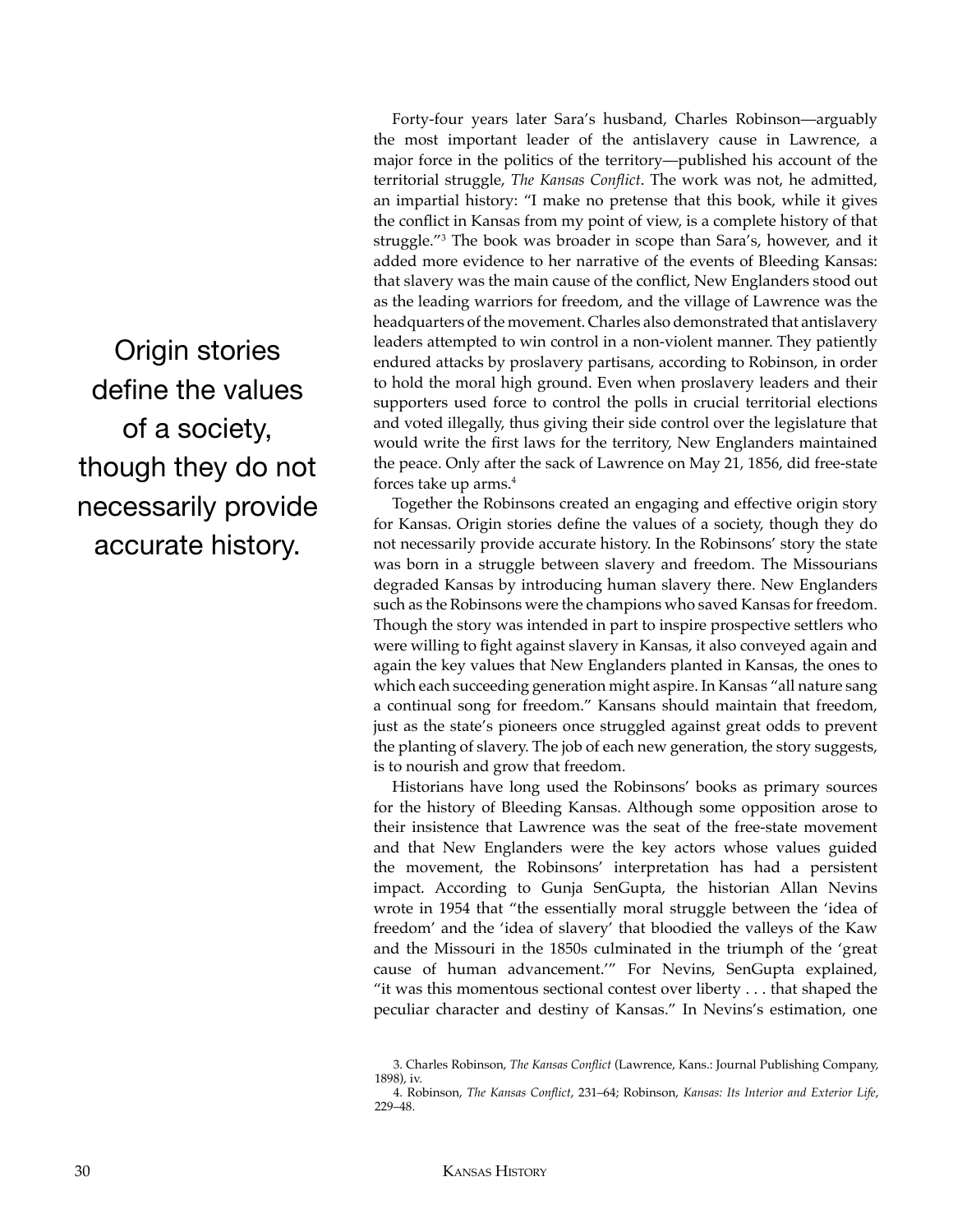Forty-four years later Sara's husband, Charles Robinson—arguably the most important leader of the antislavery cause in Lawrence, a major force in the politics of the territory—published his account of the territorial struggle, *The Kansas Conflict*. The work was not, he admitted, an impartial history: "I make no pretense that this book, while it gives the conflict in Kansas from my point of view, is a complete history of that struggle."[3] The book was broader in scope than Sara's, however, and it added more evidence to her narrative of the events of Bleeding Kansas: that slavery was the main cause of the conflict, New Englanders stood out as the leading warriors for freedom, and the village of Lawrence was the headquarters of the movement. Charles also demonstrated that antislavery leaders attempted to win control in a non-violent manner. They patiently endured attacks by proslavery partisans, according to Robinson, in order to hold the moral high ground. Even when proslavery leaders and their supporters used force to control the polls in crucial territorial elections and voted illegally, thus giving their side control over the legislature that would write the first laws for the territory, New Englanders maintained the peace. Only after the sack of Lawrence on May 21, 1856, did free-state forces take up arms.[4]

Origin stories define the values of a society, though they do not necessarily provide accurate history.

Together the Robinsons created an engaging and effective origin story for Kansas. Origin stories define the values of a society, though they do not necessarily provide accurate history. In the Robinsons' story the state was born in a struggle between slavery and freedom. The Missourians degraded Kansas by introducing human slavery there. New Englanders such as the Robinsons were the champions who saved Kansas for freedom. Though the story was intended in part to inspire prospective settlers who were willing to fight against slavery in Kansas, it also conveyed again and again the key values that New Englanders planted in Kansas, the ones to which each succeeding generation might aspire. In Kansas "all nature sang a continual song for freedom." Kansans should maintain that freedom, just as the state's pioneers once struggled against great odds to prevent the planting of slavery. The job of each new generation, the story suggests, is to nourish and grow that freedom.

Historians have long used the Robinsons' books as primary sources for the history of Bleeding Kansas. Although some opposition arose to their insistence that Lawrence was the seat of the free-state movement and that New Englanders were the key actors whose values guided the movement, the Robinsons' interpretation has had a persistent impact. According to Gunja SenGupta, the historian Allan Nevins wrote in 1954 that "the essentially moral struggle between the 'idea of freedom' and the 'idea of slavery' that bloodied the valleys of the Kaw and the Missouri in the 1850s culminated in the triumph of the 'great cause of human advancement.'" For Nevins, SenGupta explained, "it was this momentous sectional contest over liberty . . . that shaped the peculiar character and destiny of Kansas." In Nevins's estimation, one

3. Charles Robinson, *The Kansas Conflict* (Lawrence, Kans.: Journal Publishing Company, 1898), iv.

4. Robinson, *The Kansas Conflict*, 231–64; Robinson, *Kansas: Its Interior and Exterior Life*, 229–48.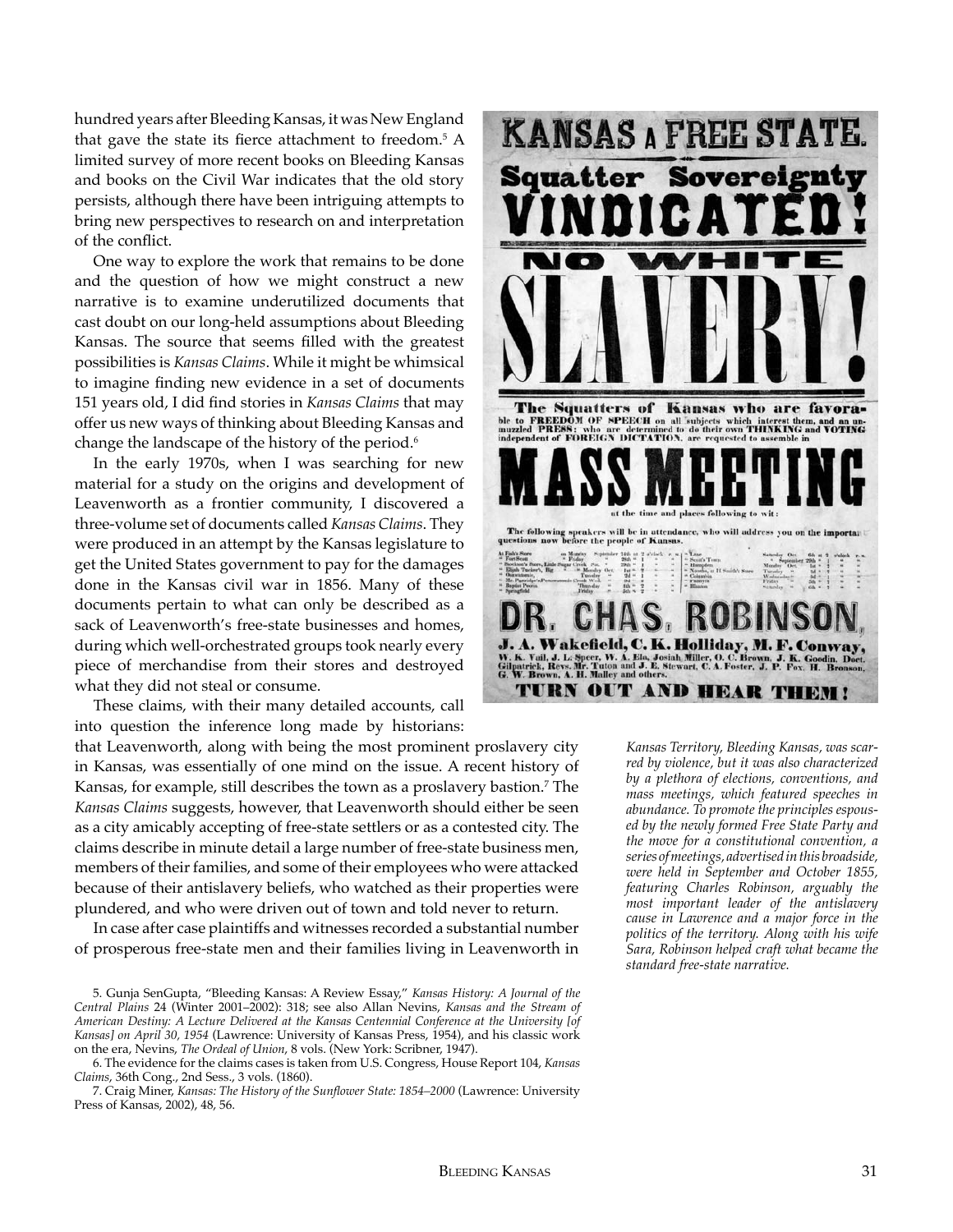hundred years after Bleeding Kansas, it was New England that gave the state its fierce attachment to freedom.[5] A limited survey of more recent books on Bleeding Kansas and books on the Civil War indicates that the old story persists, although there have been intriguing attempts to bring new perspectives to research on and interpretation of the conflict.

One way to explore the work that remains to be done and the question of how we might construct a new narrative is to examine underutilized documents that cast doubt on our long-held assumptions about Bleeding Kansas. The source that seems filled with the greatest possibilities is *Kansas Claims*. While it might be whimsical to imagine finding new evidence in a set of documents 151 years old, I did find stories in *Kansas Claims* that may offer us new ways of thinking about Bleeding Kansas and change the landscape of the history of the period.[6]

In the early 1970s, when I was searching for new material for a study on the origins and development of Leavenworth as a frontier community, I discovered a three-volume set of documents called *Kansas Claims*. They were produced in an attempt by the Kansas legislature to get the United States government to pay for the damages done in the Kansas civil war in 1856. Many of these documents pertain to what can only be described as a sack of Leavenworth's free-state businesses and homes, during which well-orchestrated groups took nearly every piece of merchandise from their stores and destroyed what they did not steal or consume.

These claims, with their many detailed accounts, call into question the inference long made by historians: that Leavenworth, along with being the most prominent proslavery city in Kansas, was essentially of one mind on the issue. A recent history of Kansas, for example, still describes the town as a proslavery bastion.[7] The *Kansas Claims* suggests, however, that Leavenworth should either be seen as a city amicably accepting of free-state settlers or as a contested city. The claims describe in minute detail a large number of free-state business men, members of their families, and some of their employees who were attacked because of their antislavery beliefs, who watched as their properties were plundered, and who were driven out of town and told never to return.

In case after case plaintiffs and witnesses recorded a substantial number of prosperous free-state men and their families living in Leavenworth in

*Kansas Territory, Bleeding Kansas, was scarred by violence, but it was also characterized by a plethora of elections, conventions, and mass meetings, which featured speeches in abundance. To promote the principles espoused by the newly formed Free State Party and the move for a constitutional convention, a series of meetings, advertised in this broadside, were held in September and October 1855, featuring Charles Robinson, arguably the most important leader of the antislavery cause in Lawrence and a major force in the politics of the territory. Along with his wife Sara, Robinson helped craft what became the standard free-state narrative.*

5. Gunja SenGupta, "Bleeding Kansas: A Review Essay," *Kansas History: A Journal of the Central Plains* 24 (Winter 2001–2002): 318; see also Allan Nevins, *Kansas and the Stream of American Destiny: A Lecture Delivered at the Kansas Centennial Conference at the University [of Kansas] on April 30, 1954* (Lawrence: University of Kansas Press, 1954), and his classic work on the era, Nevins, *The Ordeal of Union*, 8 vols. (New York: Scribner, 1947).

6. The evidence for the claims cases is taken from U.S. Congress, House Report 104, *Kansas Claims*, 36th Cong., 2nd Sess., 3 vols. (1860).

7. Craig Miner, *Kansas: The History of the Sunflower State: 1854–2000* (Lawrence: University Press of Kansas, 2002), 48, 56.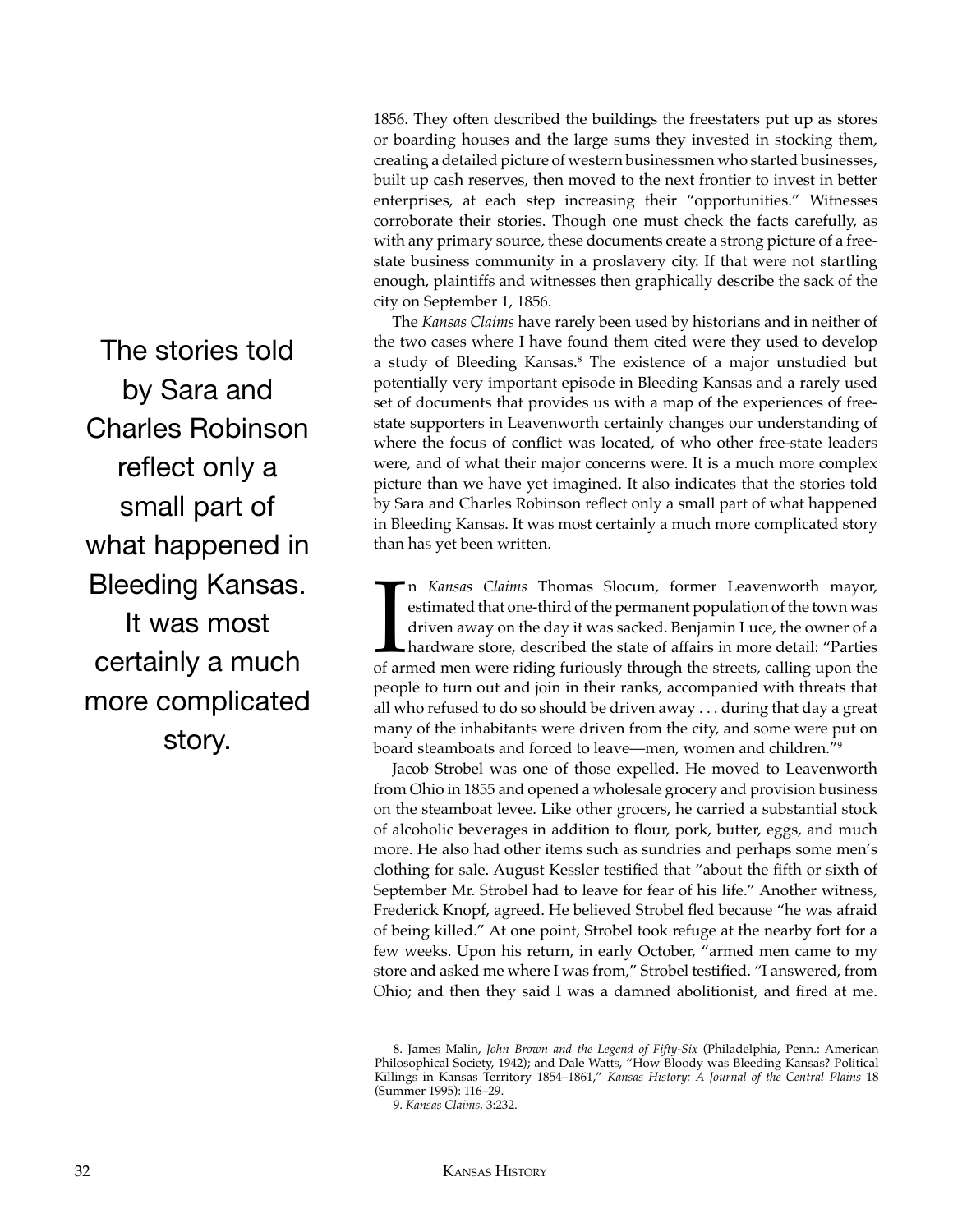1856. They often described the buildings the freestaters put up as stores or boarding houses and the large sums they invested in stocking them, creating a detailed picture of western businessmen who started businesses, built up cash reserves, then moved to the next frontier to invest in better enterprises, at each step increasing their "opportunities." Witnesses corroborate their stories. Though one must check the facts carefully, as with any primary source, these documents create a strong picture of a free-state business community in a proslavery city. If that were not startling enough, plaintiffs and witnesses then graphically describe the sack of the city on September 1, 1856.

The *Kansas Claims* have rarely been used by historians and in neither of the two cases where I have found them cited were they used to develop a study of Bleeding Kansas.[8] The existence of a major unstudied but potentially very important episode in Bleeding Kansas and a rarely used set of documents that provides us with a map of the experiences of free-state supporters in Leavenworth certainly changes our understanding of where the focus of conflict was located, of who other free-state leaders were, and of what their major concerns were. It is a much more complex picture than we have yet imagined. It also indicates that the stories told by Sara and Charles Robinson reflect only a small part of what happened in Bleeding Kansas. It was most certainly a much more complicated story than has yet been written.

> The stories told by Sara and Charles Robinson reflect only a small part of what happened in Bleeding Kansas. It was most certainly a much more complicated story.

In *Kansas Claims* Thomas Slocum, former Leavenworth mayor, estimated that one-third of the permanent population of the town was driven away on the day it was sacked. Benjamin Luce, the owner of a hardware store, described the state of affairs in more detail: "Parties of armed men were riding furiously through the streets, calling upon the people to turn out and join in their ranks, accompanied with threats that all who refused to do so should be driven away . . . during that day a great many of the inhabitants were driven from the city, and some were put on board steamboats and forced to leave—men, women and children."[9]

Jacob Strobel was one of those expelled. He moved to Leavenworth from Ohio in 1855 and opened a wholesale grocery and provision business on the steamboat levee. Like other grocers, he carried a substantial stock of alcoholic beverages in addition to flour, pork, butter, eggs, and much more. He also had other items such as sundries and perhaps some men's clothing for sale. August Kessler testified that "about the fifth or sixth of September Mr. Strobel had to leave for fear of his life." Another witness, Frederick Knopf, agreed. He believed Strobel fled because "he was afraid of being killed." At one point, Strobel took refuge at the nearby fort for a few weeks. Upon his return, in early October, "armed men came to my store and asked me where I was from," Strobel testified. "I answered, from Ohio; and then they said I was a damned abolitionist, and fired at me.

8. James Malin, *John Brown and the Legend of Fifty-Six* (Philadelphia, Penn.: American Philosophical Society, 1942); and Dale Watts, "How Bloody was Bleeding Kansas? Political Killings in Kansas Territory 1854–1861," *Kansas History: A Journal of the Central Plains* 18 (Summer 1995): 116–29.

9. *Kansas Claims*, 3:232.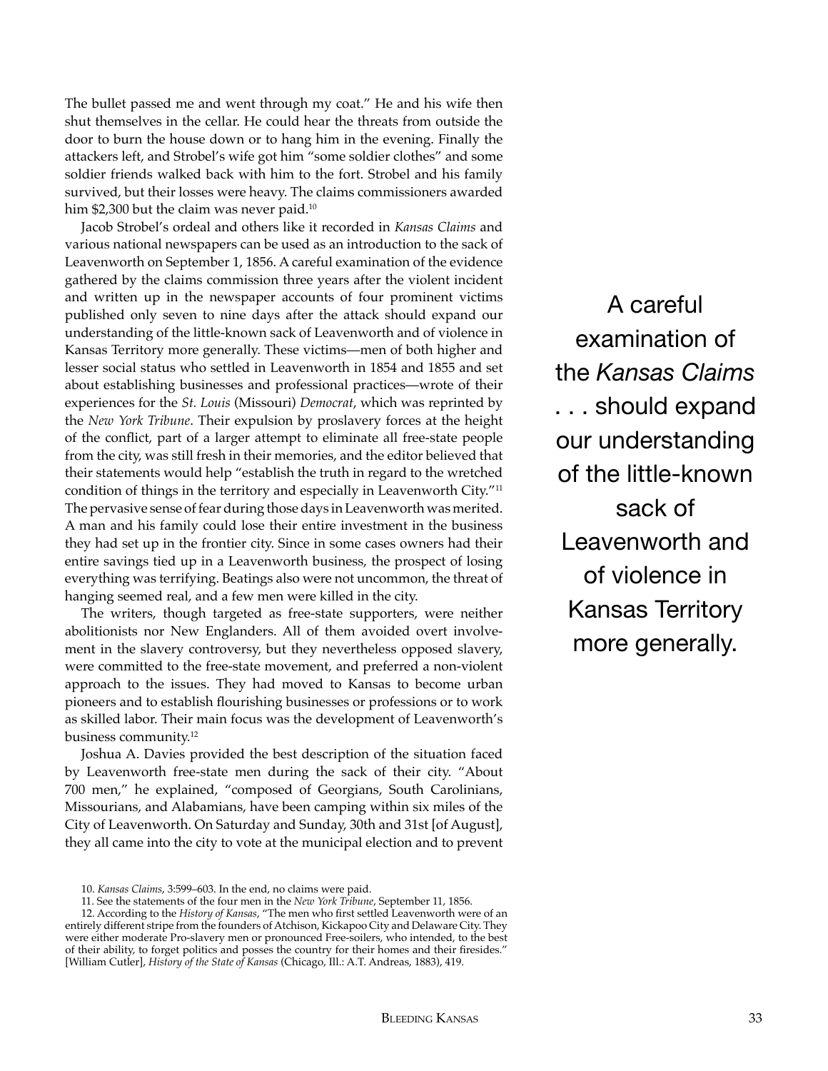The bullet passed me and went through my coat." He and his wife then shut themselves in the cellar. He could hear the threats from outside the door to burn the house down or to hang him in the evening. Finally the attackers left, and Strobel's wife got him "some soldier clothes" and some soldier friends walked back with him to the fort. Strobel and his family survived, but their losses were heavy. The claims commissioners awarded him $2,300 but the claim was never paid.[10]

Jacob Strobel's ordeal and others like it recorded in *Kansas Claims* and various national newspapers can be used as an introduction to the sack of Leavenworth on September 1, 1856. A careful examination of the evidence gathered by the claims commission three years after the violent incident and written up in the newspaper accounts of four prominent victims published only seven to nine days after the attack should expand our understanding of the little-known sack of Leavenworth and of violence in Kansas Territory more generally. These victims—men of both higher and lesser social status who settled in Leavenworth in 1854 and 1855 and set about establishing businesses and professional practices—wrote of their experiences for the *St. Louis* (Missouri) *Democrat*, which was reprinted by the *New York Tribune*. Their expulsion by proslavery forces at the height of the conflict, part of a larger attempt to eliminate all free-state people from the city, was still fresh in their memories, and the editor believed that their statements would help "establish the truth in regard to the wretched condition of things in the territory and especially in Leavenworth City."[11] The pervasive sense of fear during those days in Leavenworth was merited. A man and his family could lose their entire investment in the business they had set up in the frontier city. Since in some cases owners had their entire savings tied up in a Leavenworth business, the prospect of losing everything was terrifying. Beatings also were not uncommon, the threat of hanging seemed real, and a few men were killed in the city.

> A careful examination of the *Kansas Claims* . . . should expand our understanding of the little-known sack of Leavenworth and of violence in Kansas Territory more generally.

The writers, though targeted as free-state supporters, were neither abolitionists nor New Englanders. All of them avoided overt involvement in the slavery controversy, but they nevertheless opposed slavery, were committed to the free-state movement, and preferred a non-violent approach to the issues. They had moved to Kansas to become urban pioneers and to establish flourishing businesses or professions or to work as skilled labor. Their main focus was the development of Leavenworth's business community.[12]

Joshua A. Davies provided the best description of the situation faced by Leavenworth free-state men during the sack of their city. "About 700 men," he explained, "composed of Georgians, South Carolinians, Missourians, and Alabamians, have been camping within six miles of the City of Leavenworth. On Saturday and Sunday, 30th and 31st [of August], they all came into the city to vote at the municipal election and to prevent

10. *Kansas Claims*, 3:599–603. In the end, no claims were paid.

11. See the statements of the four men in the *New York Tribune*, September 11, 1856.

12. According to the *History of Kansas*, "The men who first settled Leavenworth were of an entirely different stripe from the founders of Atchison, Kickapoo City and Delaware City. They were either moderate Pro-slavery men or pronounced Free-soilers, who intended, to the best of their ability, to forget politics and posses the country for their homes and their firesides." [William Cutler], *History of the State of Kansas* (Chicago, Ill.: A.T. Andreas, 1883), 419.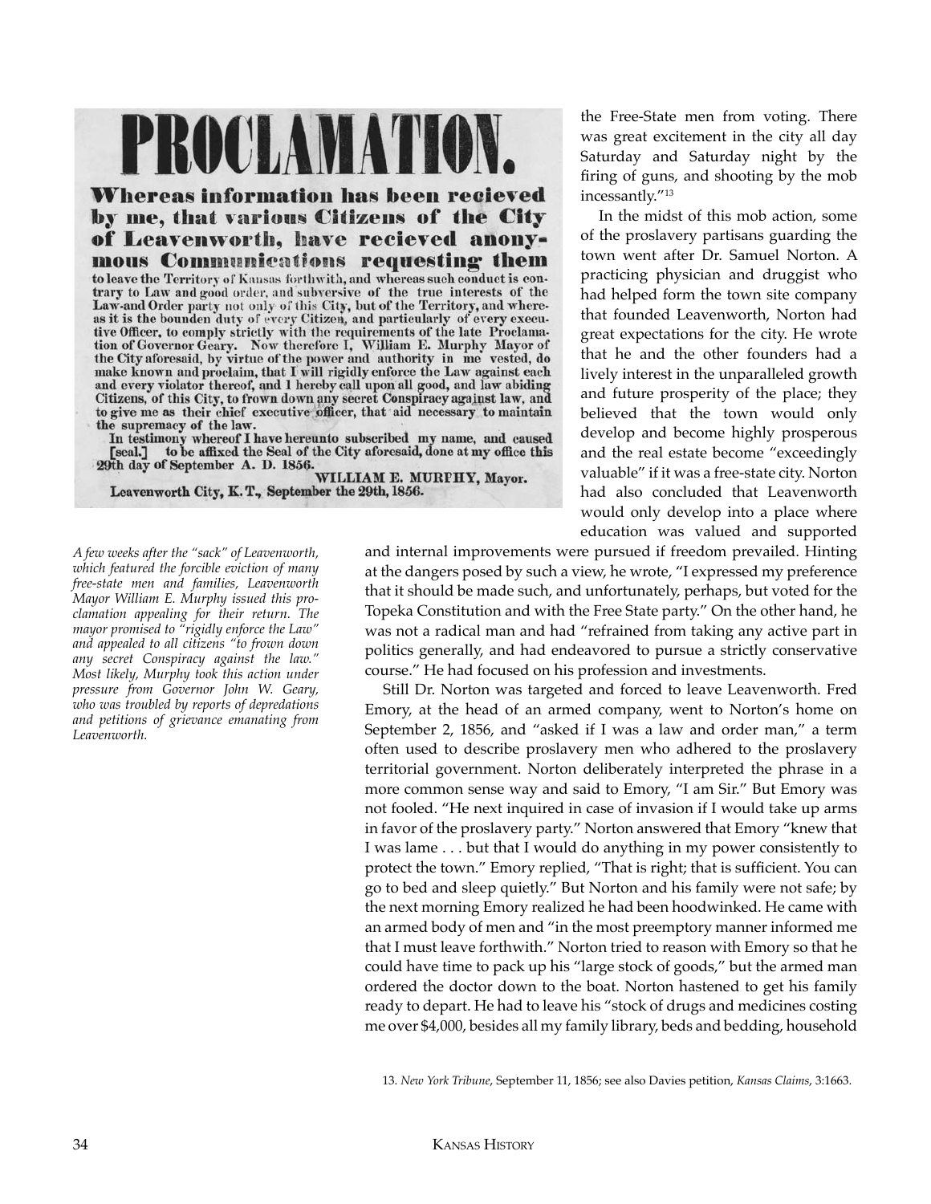# PROCLAMATION.

**Whereas information has been recieved by me, that various Citizens of the City of Leavenworth, have recieved anonymous Communications requesting them** to leave the Territory of Kansas forthwith, and whereas such conduct is contrary to Law and good order, and subversive of the true interests of the Law-and Order party not only of this City, but of the Territory, and whereas it is the bounden duty of every Citizen, and particularly of every executive Officer, to comply strictly with the requirements of the late Proclamation of Governor Geary. Now therefore I, William E. Murphy Mayor of the City aforesaid, by virtue of the power and authority in me vested, do make known and proclaim, that I will rigidly enforce the Law against each and every violator thereof, and I hereby call upon all good, and law abiding Citizens, of this City, to frown down any secret Conspiracy against law, and to give me as their chief executive officer, that aid necessary to maintain the supremacy of the law.

In testimony whereof I have hereunto subscribed my name, and caused [seal.] to be affixed the Seal of the City aforesaid, done at my office this 29th day of September A. D. 1856.

WILLIAM E. MURPHY, Mayor.

Leavenworth City, K. T., September the 29th, 1856.

*A few weeks after the "sack" of Leavenworth, which featured the forcible eviction of many free-state men and families, Leavenworth Mayor William E. Murphy issued this proclamation appealing for their return. The mayor promised to "rigidly enforce the Law" and appealed to all citizens "to frown down any secret Conspiracy against the law." Most likely, Murphy took this action under pressure from Governor John W. Geary, who was troubled by reports of depredations and petitions of grievance emanating from Leavenworth.*

the Free-State men from voting. There was great excitement in the city all day Saturday and Saturday night by the firing of guns, and shooting by the mob incessantly."[13]

In the midst of this mob action, some of the proslavery partisans guarding the town went after Dr. Samuel Norton. A practicing physician and druggist who had helped form the town site company that founded Leavenworth, Norton had great expectations for the city. He wrote that he and the other founders had a lively interest in the unparalleled growth and future prosperity of the place; they believed that the town would only develop and become highly prosperous and the real estate become "exceedingly valuable" if it was a free-state city. Norton had also concluded that Leavenworth would only develop into a place where education was valued and supported and internal improvements were pursued if freedom prevailed. Hinting at the dangers posed by such a view, he wrote, "I expressed my preference that it should be made such, and unfortunately, perhaps, but voted for the Topeka Constitution and with the Free State party." On the other hand, he was not a radical man and had "refrained from taking any active part in politics generally, and had endeavored to pursue a strictly conservative course." He had focused on his profession and investments.

Still Dr. Norton was targeted and forced to leave Leavenworth. Fred Emory, at the head of an armed company, went to Norton's home on September 2, 1856, and "asked if I was a law and order man," a term often used to describe proslavery men who adhered to the proslavery territorial government. Norton deliberately interpreted the phrase in a more common sense way and said to Emory, "I am Sir." But Emory was not fooled. "He next inquired in case of invasion if I would take up arms in favor of the proslavery party." Norton answered that Emory "knew that I was lame . . . but that I would do anything in my power consistently to protect the town." Emory replied, "That is right; that is sufficient. You can go to bed and sleep quietly." But Norton and his family were not safe; by the next morning Emory realized he had been hoodwinked. He came with an armed body of men and "in the most preemptory manner informed me that I must leave forthwith." Norton tried to reason with Emory so that he could have time to pack up his "large stock of goods," but the armed man ordered the doctor down to the boat. Norton hastened to get his family ready to depart. He had to leave his "stock of drugs and medicines costing me over $4,000, besides all my family library, beds and bedding, household

13. *New York Tribune*, September 11, 1856; see also Davies petition, *Kansas Claims*, 3:1663.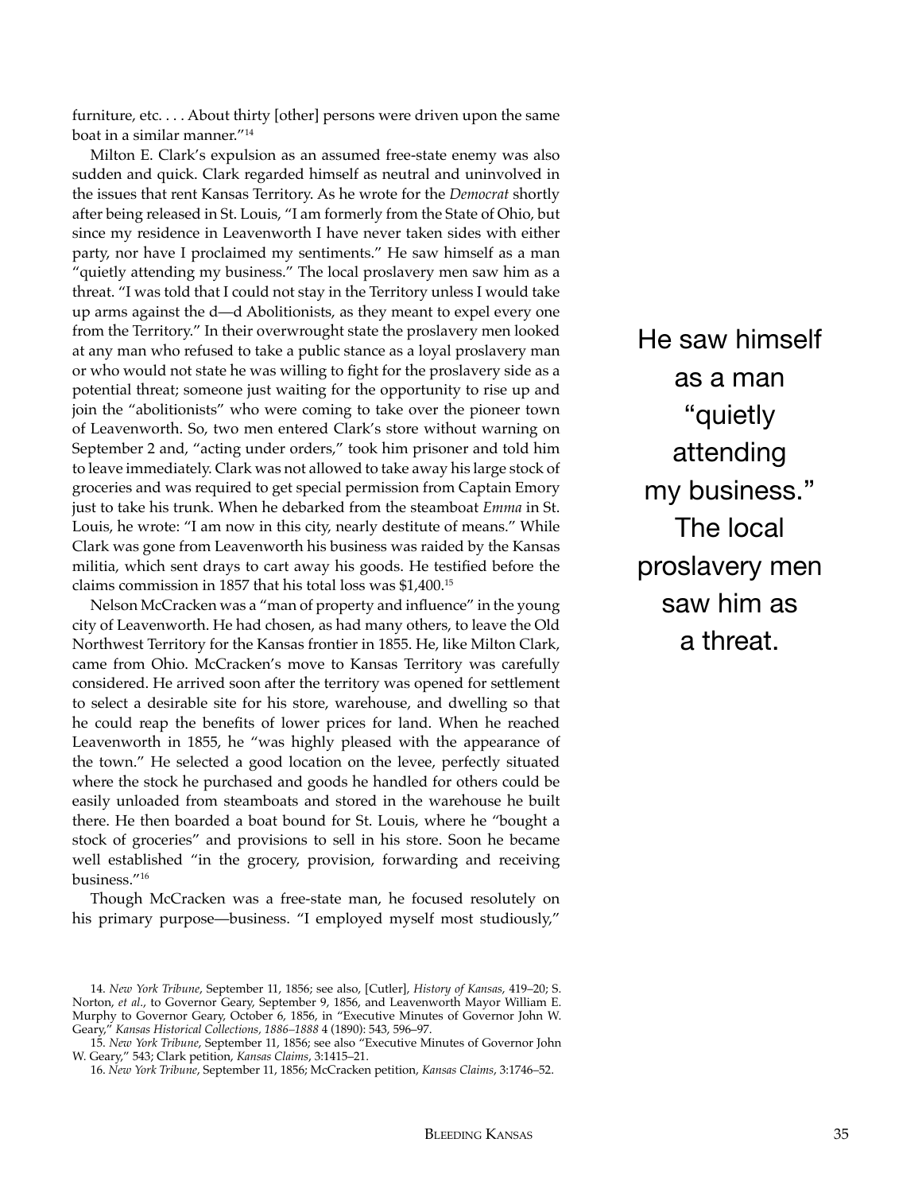furniture, etc. . . . About thirty [other] persons were driven upon the same boat in a similar manner."[14]

Milton E. Clark's expulsion as an assumed free-state enemy was also sudden and quick. Clark regarded himself as neutral and uninvolved in the issues that rent Kansas Territory. As he wrote for the *Democrat* shortly after being released in St. Louis, "I am formerly from the State of Ohio, but since my residence in Leavenworth I have never taken sides with either party, nor have I proclaimed my sentiments." He saw himself as a man "quietly attending my business." The local proslavery men saw him as a threat. "I was told that I could not stay in the Territory unless I would take up arms against the d—d Abolitionists, as they meant to expel every one from the Territory." In their overwrought state the proslavery men looked at any man who refused to take a public stance as a loyal proslavery man or who would not state he was willing to fight for the proslavery side as a potential threat; someone just waiting for the opportunity to rise up and join the "abolitionists" who were coming to take over the pioneer town of Leavenworth. So, two men entered Clark's store without warning on September 2 and, "acting under orders," took him prisoner and told him to leave immediately. Clark was not allowed to take away his large stock of groceries and was required to get special permission from Captain Emory just to take his trunk. When he debarked from the steamboat *Emma* in St. Louis, he wrote: "I am now in this city, nearly destitute of means." While Clark was gone from Leavenworth his business was raided by the Kansas militia, which sent drays to cart away his goods. He testified before the claims commission in 1857 that his total loss was $1,400.[15]

> He saw himself as a man "quietly attending my business." The local proslavery men saw him as a threat.

Nelson McCracken was a "man of property and influence" in the young city of Leavenworth. He had chosen, as had many others, to leave the Old Northwest Territory for the Kansas frontier in 1855. He, like Milton Clark, came from Ohio. McCracken's move to Kansas Territory was carefully considered. He arrived soon after the territory was opened for settlement to select a desirable site for his store, warehouse, and dwelling so that he could reap the benefits of lower prices for land. When he reached Leavenworth in 1855, he "was highly pleased with the appearance of the town." He selected a good location on the levee, perfectly situated where the stock he purchased and goods he handled for others could be easily unloaded from steamboats and stored in the warehouse he built there. He then boarded a boat bound for St. Louis, where he "bought a stock of groceries" and provisions to sell in his store. Soon he became well established "in the grocery, provision, forwarding and receiving business."[16]

Though McCracken was a free-state man, he focused resolutely on his primary purpose—business. "I employed myself most studiously,"

---

14. *New York Tribune*, September 11, 1856; see also, [Cutler], *History of Kansas*, 419–20; S. Norton, *et al.*, to Governor Geary, September 9, 1856, and Leavenworth Mayor William E. Murphy to Governor Geary, October 6, 1856, in "Executive Minutes of Governor John W. Geary," *Kansas Historical Collections, 1886–1888* 4 (1890): 543, 596–97.

15. *New York Tribune*, September 11, 1856; see also "Executive Minutes of Governor John W. Geary," 543; Clark petition, *Kansas Claims*, 3:1415–21.

16. *New York Tribune*, September 11, 1856; McCracken petition, *Kansas Claims*, 3:1746–52.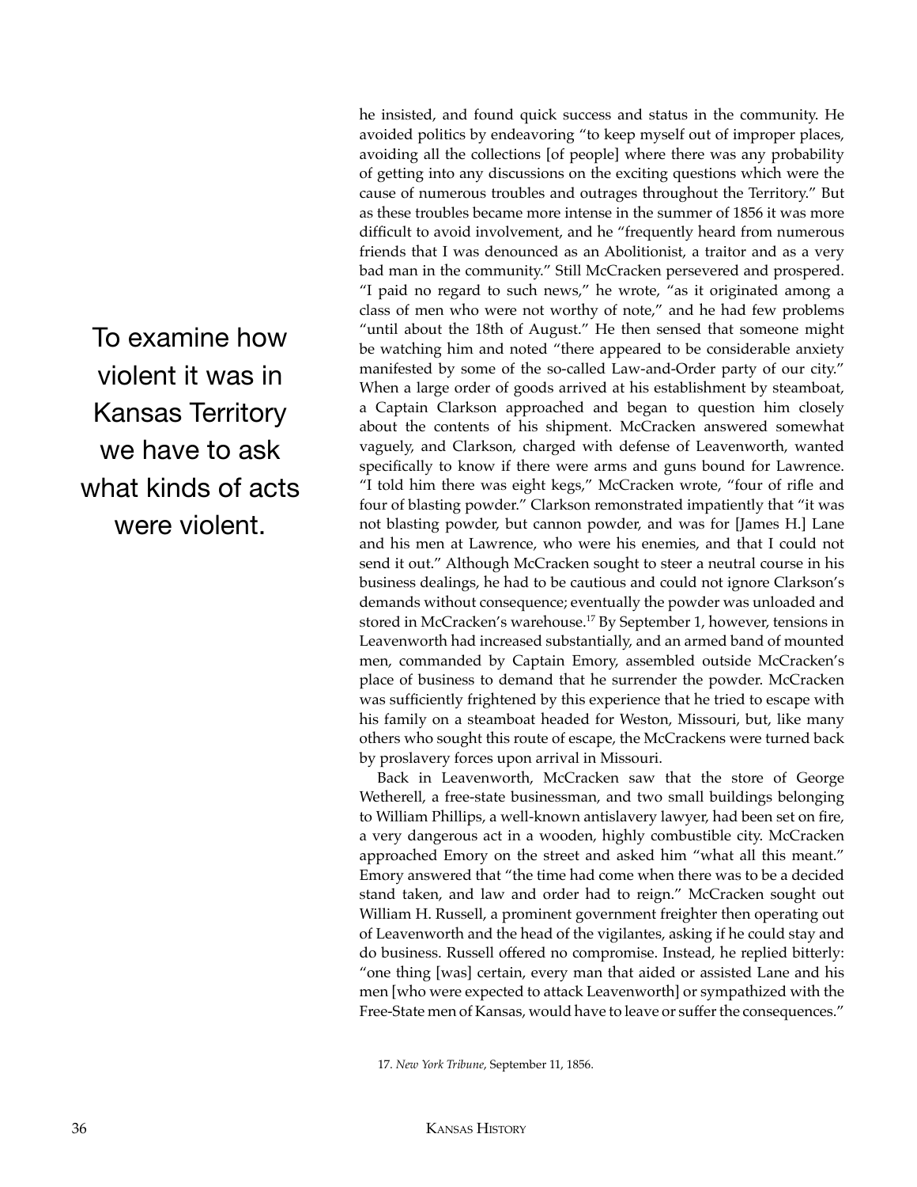> To examine how violent it was in Kansas Territory we have to ask what kinds of acts were violent.

he insisted, and found quick success and status in the community. He avoided politics by endeavoring "to keep myself out of improper places, avoiding all the collections [of people] where there was any probability of getting into any discussions on the exciting questions which were the cause of numerous troubles and outrages throughout the Territory." But as these troubles became more intense in the summer of 1856 it was more difficult to avoid involvement, and he "frequently heard from numerous friends that I was denounced as an Abolitionist, a traitor and as a very bad man in the community." Still McCracken persevered and prospered. "I paid no regard to such news," he wrote, "as it originated among a class of men who were not worthy of note," and he had few problems "until about the 18th of August." He then sensed that someone might be watching him and noted "there appeared to be considerable anxiety manifested by some of the so-called Law-and-Order party of our city." When a large order of goods arrived at his establishment by steamboat, a Captain Clarkson approached and began to question him closely about the contents of his shipment. McCracken answered somewhat vaguely, and Clarkson, charged with defense of Leavenworth, wanted specifically to know if there were arms and guns bound for Lawrence. "I told him there was eight kegs," McCracken wrote, "four of rifle and four of blasting powder." Clarkson remonstrated impatiently that "it was not blasting powder, but cannon powder, and was for [James H.] Lane and his men at Lawrence, who were his enemies, and that I could not send it out." Although McCracken sought to steer a neutral course in his business dealings, he had to be cautious and could not ignore Clarkson's demands without consequence; eventually the powder was unloaded and stored in McCracken's warehouse.[17] By September 1, however, tensions in Leavenworth had increased substantially, and an armed band of mounted men, commanded by Captain Emory, assembled outside McCracken's place of business to demand that he surrender the powder. McCracken was sufficiently frightened by this experience that he tried to escape with his family on a steamboat headed for Weston, Missouri, but, like many others who sought this route of escape, the McCrackens were turned back by proslavery forces upon arrival in Missouri.

Back in Leavenworth, McCracken saw that the store of George Wetherell, a free-state businessman, and two small buildings belonging to William Phillips, a well-known antislavery lawyer, had been set on fire, a very dangerous act in a wooden, highly combustible city. McCracken approached Emory on the street and asked him "what all this meant." Emory answered that "the time had come when there was to be a decided stand taken, and law and order had to reign." McCracken sought out William H. Russell, a prominent government freighter then operating out of Leavenworth and the head of the vigilantes, asking if he could stay and do business. Russell offered no compromise. Instead, he replied bitterly: "one thing [was] certain, every man that aided or assisted Lane and his men [who were expected to attack Leavenworth] or sympathized with the Free-State men of Kansas, would have to leave or suffer the consequences."

17. *New York Tribune*, September 11, 1856.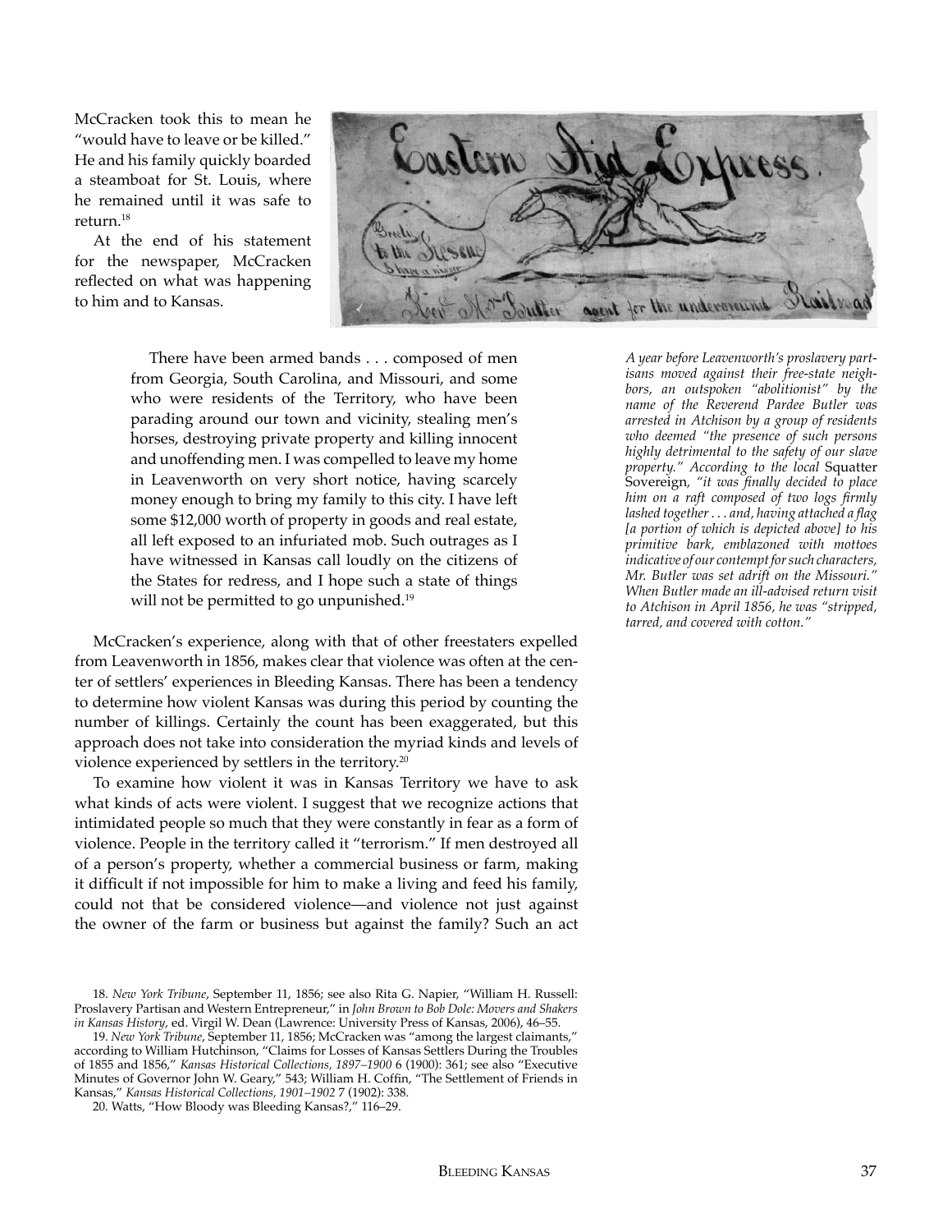McCracken took this to mean he "would have to leave or be killed." He and his family quickly boarded a steamboat for St. Louis, where he remained until it was safe to return.[18]

At the end of his statement for the newspaper, McCracken reflected on what was happening to him and to Kansas.

> There have been armed bands . . . composed of men from Georgia, South Carolina, and Missouri, and some who were residents of the Territory, who have been parading around our town and vicinity, stealing men's horses, destroying private property and killing innocent and unoffending men. I was compelled to leave my home in Leavenworth on very short notice, having scarcely money enough to bring my family to this city. I have left some $12,000 worth of property in goods and real estate, all left exposed to an infuriated mob. Such outrages as I have witnessed in Kansas call loudly on the citizens of the States for redress, and I hope such a state of things will not be permitted to go unpunished.[19]

*A year before Leavenworth's proslavery partisans moved against their free-state neighbors, an outspoken "abolitionist" by the name of the Reverend Pardee Butler was arrested in Atchison by a group of residents who deemed "the presence of such persons highly detrimental to the safety of our slave property." According to the local* Squatter Sovereign, *"it was finally decided to place him on a raft composed of two logs firmly lashed together . . . and, having attached a flag [a portion of which is depicted above] to his primitive bark, emblazoned with mottoes indicative of our contempt for such characters, Mr. Butler was set adrift on the Missouri." When Butler made an ill-advised return visit to Atchison in April 1856, he was "stripped, tarred, and covered with cotton."*

McCracken's experience, along with that of other freestaters expelled from Leavenworth in 1856, makes clear that violence was often at the center of settlers' experiences in Bleeding Kansas. There has been a tendency to determine how violent Kansas was during this period by counting the number of killings. Certainly the count has been exaggerated, but this approach does not take into consideration the myriad kinds and levels of violence experienced by settlers in the territory.[20]

To examine how violent it was in Kansas Territory we have to ask what kinds of acts were violent. I suggest that we recognize actions that intimidated people so much that they were constantly in fear as a form of violence. People in the territory called it "terrorism." If men destroyed all of a person's property, whether a commercial business or farm, making it difficult if not impossible for him to make a living and feed his family, could not that be considered violence—and violence not just against the owner of the farm or business but against the family? Such an act

18. *New York Tribune*, September 11, 1856; see also Rita G. Napier, "William H. Russell: Proslavery Partisan and Western Entrepreneur," in *John Brown to Bob Dole: Movers and Shakers in Kansas History*, ed. Virgil W. Dean (Lawrence: University Press of Kansas, 2006), 46–55.

19. *New York Tribune*, September 11, 1856; McCracken was "among the largest claimants," according to William Hutchinson, "Claims for Losses of Kansas Settlers During the Troubles of 1855 and 1856," *Kansas Historical Collections, 1897–1900* 6 (1900): 361; see also "Executive Minutes of Governor John W. Geary," 543; William H. Coffin, "The Settlement of Friends in Kansas," *Kansas Historical Collections, 1901–1902* 7 (1902): 338.

20. Watts, "How Bloody was Bleeding Kansas?," 116–29.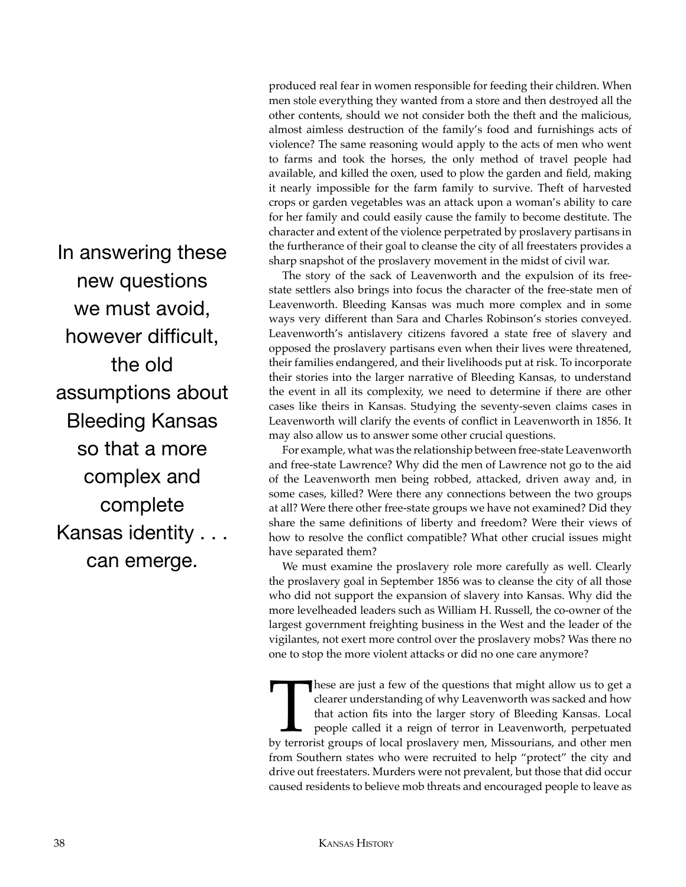produced real fear in women responsible for feeding their children. When men stole everything they wanted from a store and then destroyed all the other contents, should we not consider both the theft and the malicious, almost aimless destruction of the family's food and furnishings acts of violence? The same reasoning would apply to the acts of men who went to farms and took the horses, the only method of travel people had available, and killed the oxen, used to plow the garden and field, making it nearly impossible for the farm family to survive. Theft of harvested crops or garden vegetables was an attack upon a woman's ability to care for her family and could easily cause the family to become destitute. The character and extent of the violence perpetrated by proslavery partisans in the furtherance of their goal to cleanse the city of all freestaters provides a sharp snapshot of the proslavery movement in the midst of civil war.

> In answering these new questions we must avoid, however difficult, the old assumptions about Bleeding Kansas so that a more complex and complete Kansas identity . . . can emerge.

The story of the sack of Leavenworth and the expulsion of its free-state settlers also brings into focus the character of the free-state men of Leavenworth. Bleeding Kansas was much more complex and in some ways very different than Sara and Charles Robinson's stories conveyed. Leavenworth's antislavery citizens favored a state free of slavery and opposed the proslavery partisans even when their lives were threatened, their families endangered, and their livelihoods put at risk. To incorporate their stories into the larger narrative of Bleeding Kansas, to understand the event in all its complexity, we need to determine if there are other cases like theirs in Kansas. Studying the seventy-seven claims cases in Leavenworth will clarify the events of conflict in Leavenworth in 1856. It may also allow us to answer some other crucial questions.

For example, what was the relationship between free-state Leavenworth and free-state Lawrence? Why did the men of Lawrence not go to the aid of the Leavenworth men being robbed, attacked, driven away and, in some cases, killed? Were there any connections between the two groups at all? Were there other free-state groups we have not examined? Did they share the same definitions of liberty and freedom? Were their views of how to resolve the conflict compatible? What other crucial issues might have separated them?

We must examine the proslavery role more carefully as well. Clearly the proslavery goal in September 1856 was to cleanse the city of all those who did not support the expansion of slavery into Kansas. Why did the more levelheaded leaders such as William H. Russell, the co-owner of the largest government freighting business in the West and the leader of the vigilantes, not exert more control over the proslavery mobs? Was there no one to stop the more violent attacks or did no one care anymore?

These are just a few of the questions that might allow us to get a clearer understanding of why Leavenworth was sacked and how that action fits into the larger story of Bleeding Kansas. Local people called it a reign of terror in Leavenworth, perpetuated by terrorist groups of local proslavery men, Missourians, and other men from Southern states who were recruited to help "protect" the city and drive out freestaters. Murders were not prevalent, but those that did occur caused residents to believe mob threats and encouraged people to leave as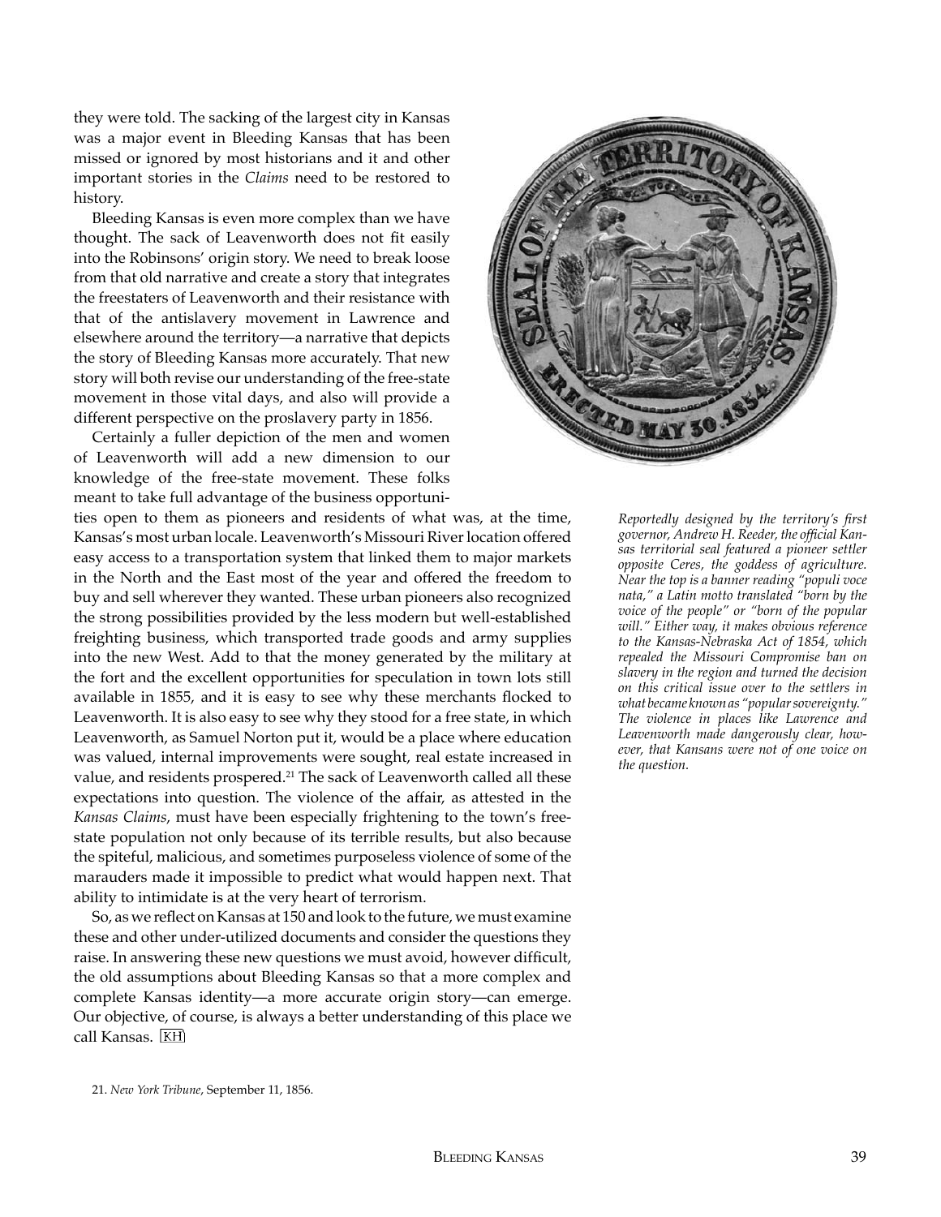they were told. The sacking of the largest city in Kansas was a major event in Bleeding Kansas that has been missed or ignored by most historians and it and other important stories in the *Claims* need to be restored to history.

Bleeding Kansas is even more complex than we have thought. The sack of Leavenworth does not fit easily into the Robinsons' origin story. We need to break loose from that old narrative and create a story that integrates the freestaters of Leavenworth and their resistance with that of the antislavery movement in Lawrence and elsewhere around the territory—a narrative that depicts the story of Bleeding Kansas more accurately. That new story will both revise our understanding of the free-state movement in those vital days, and also will provide a different perspective on the proslavery party in 1856.

Certainly a fuller depiction of the men and women of Leavenworth will add a new dimension to our knowledge of the free-state movement. These folks meant to take full advantage of the business opportunities open to them as pioneers and residents of what was, at the time, Kansas's most urban locale. Leavenworth's Missouri River location offered easy access to a transportation system that linked them to major markets in the North and the East most of the year and offered the freedom to buy and sell wherever they wanted. These urban pioneers also recognized the strong possibilities provided by the less modern but well-established freighting business, which transported trade goods and army supplies into the new West. Add to that the money generated by the military at the fort and the excellent opportunities for speculation in town lots still available in 1855, and it is easy to see why these merchants flocked to Leavenworth. It is also easy to see why they stood for a free state, in which Leavenworth, as Samuel Norton put it, would be a place where education was valued, internal improvements were sought, real estate increased in value, and residents prospered.[21] The sack of Leavenworth called all these expectations into question. The violence of the affair, as attested in the *Kansas Claims*, must have been especially frightening to the town's free-state population not only because of its terrible results, but also because the spiteful, malicious, and sometimes purposeless violence of some of the marauders made it impossible to predict what would happen next. That ability to intimidate is at the very heart of terrorism.

So, as we reflect on Kansas at 150 and look to the future, we must examine these and other under-utilized documents and consider the questions they raise. In answering these new questions we must avoid, however difficult, the old assumptions about Bleeding Kansas so that a more complex and complete Kansas identity—a more accurate origin story—can emerge. Our objective, of course, is always a better understanding of this place we call Kansas. KH

*Reportedly designed by the territory's first governor, Andrew H. Reeder, the official Kansas territorial seal featured a pioneer settler opposite Ceres, the goddess of agriculture. Near the top is a banner reading "populi voce nata," a Latin motto translated "born by the voice of the people" or "born of the popular will." Either way, it makes obvious reference to the Kansas-Nebraska Act of 1854, which repealed the Missouri Compromise ban on slavery in the region and turned the decision on this critical issue over to the settlers in what became known as "popular sovereignty." The violence in places like Lawrence and Leavenworth made dangerously clear, however, that Kansans were not of one voice on the question.*

21. *New York Tribune*, September 11, 1856.